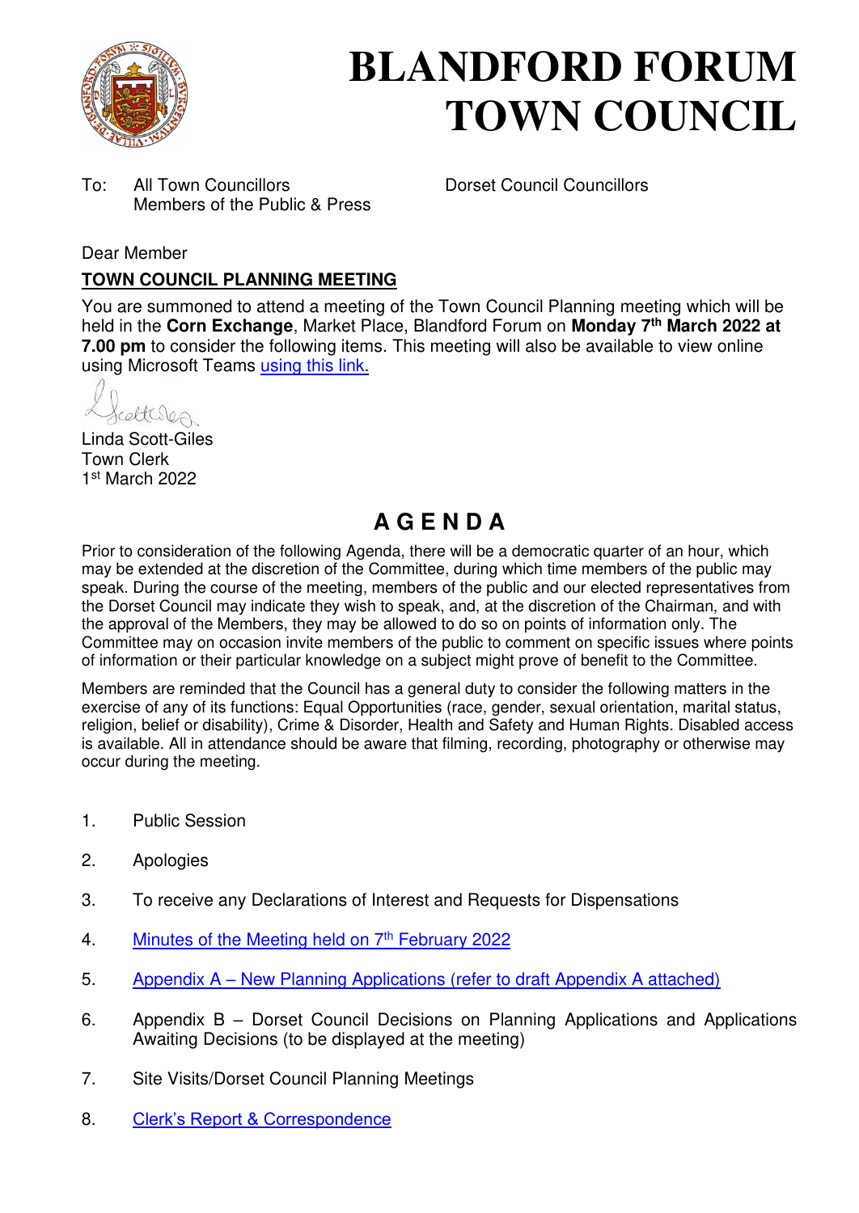# BLANDFORD FORUM TOWN COUNCIL

To: All Town Councillors
Members of the Public & Press

Dorset Council Councillors

Dear Member

## TOWN COUNCIL PLANNING MEETING

You are summoned to attend a meeting of the Town Council Planning meeting which will be held in the **Corn Exchange**, Market Place, Blandford Forum on **Monday 7th March 2022 at 7.00 pm** to consider the following items. This meeting will also be available to view online using Microsoft Teams using this link.

Linda Scott-Giles
Town Clerk
1st March 2022

## AGENDA

Prior to consideration of the following Agenda, there will be a democratic quarter of an hour, which may be extended at the discretion of the Committee, during which time members of the public may speak. During the course of the meeting, members of the public and our elected representatives from the Dorset Council may indicate they wish to speak, and, at the discretion of the Chairman, and with the approval of the Members, they may be allowed to do so on points of information only. The Committee may on occasion invite members of the public to comment on specific issues where points of information or their particular knowledge on a subject might prove of benefit to the Committee.

Members are reminded that the Council has a general duty to consider the following matters in the exercise of any of its functions: Equal Opportunities (race, gender, sexual orientation, marital status, religion, belief or disability), Crime & Disorder, Health and Safety and Human Rights. Disabled access is available. All in attendance should be aware that filming, recording, photography or otherwise may occur during the meeting.

1. Public Session
2. Apologies
3. To receive any Declarations of Interest and Requests for Dispensations
4. Minutes of the Meeting held on 7th February 2022
5. Appendix A – New Planning Applications (refer to draft Appendix A attached)
6. Appendix B – Dorset Council Decisions on Planning Applications and Applications Awaiting Decisions (to be displayed at the meeting)
7. Site Visits/Dorset Council Planning Meetings
8. Clerk's Report & Correspondence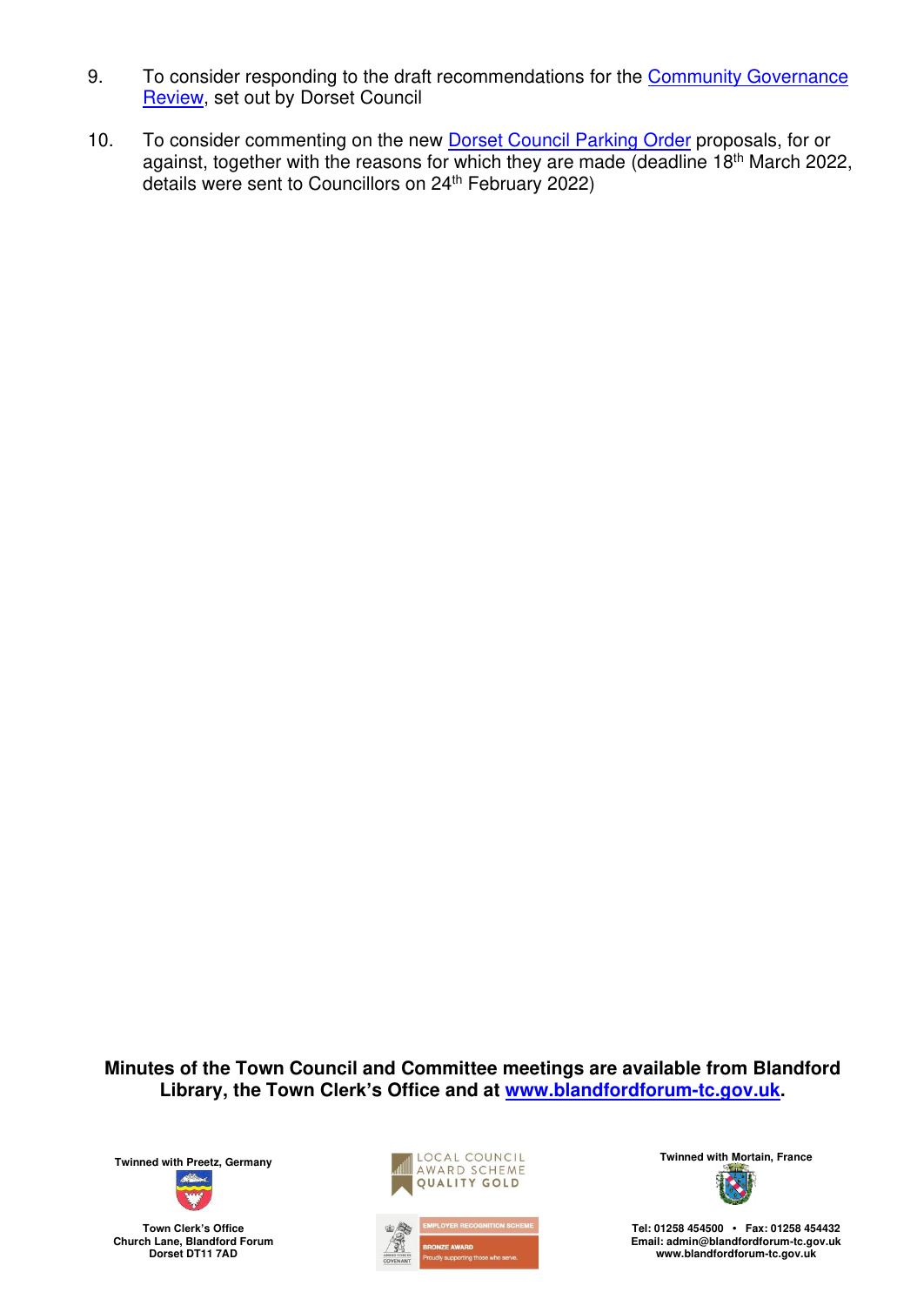9. To consider responding to the draft recommendations for the Community Governance Review, set out by Dorset Council

10. To consider commenting on the new Dorset Council Parking Order proposals, for or against, together with the reasons for which they are made (deadline 18th March 2022, details were sent to Councillors on 24th February 2022)

**Minutes of the Town Council and Committee meetings are available from Blandford Library, the Town Clerk's Office and at www.blandfordforum-tc.gov.uk.**

Twinned with Preetz, Germany

Town Clerk's Office
Church Lane, Blandford Forum
Dorset DT11 7AD

LOCAL COUNCIL AWARD SCHEME QUALITY GOLD

EMPLOYER RECOGNITION SCHEME
BRONZE AWARD
Proudly supporting those who serve.

Twinned with Mortain, France

Tel: 01258 454500 • Fax: 01258 454432
Email: admin@blandfordforum-tc.gov.uk
www.blandfordforum-tc.gov.uk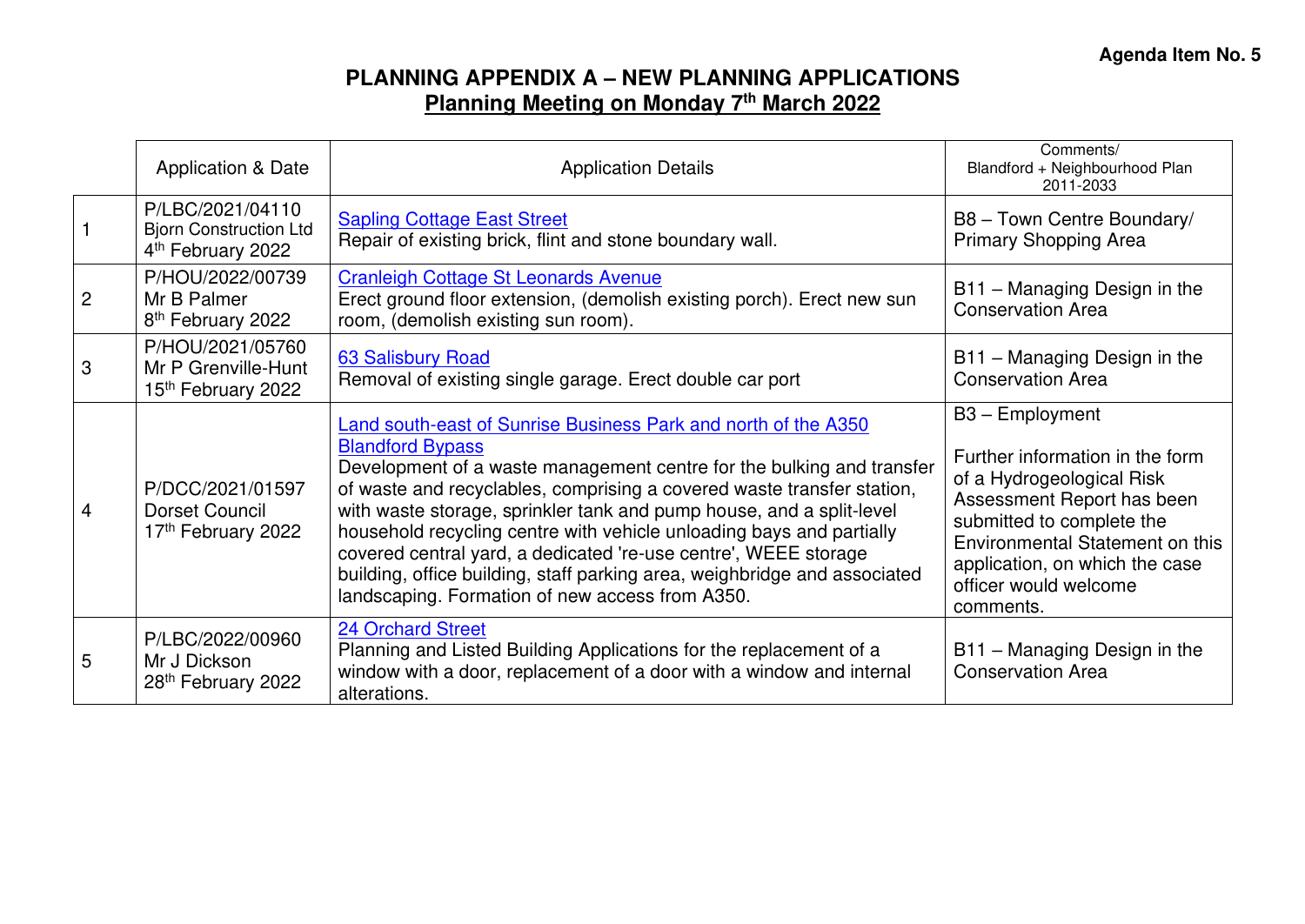**Agenda Item No. 5**

# PLANNING APPENDIX A – NEW PLANNING APPLICATIONS

## Planning Meeting on Monday 7th March 2022

| | Application & Date | Application Details | Comments/ Blandford + Neighbourhood Plan 2011-2033 |
|---|---|---|---|
| 1 | P/LBC/2021/04110 Bjorn Construction Ltd 4th February 2022 | Sapling Cottage East Street<br>Repair of existing brick, flint and stone boundary wall. | B8 – Town Centre Boundary/ Primary Shopping Area |
| 2 | P/HOU/2022/00739 Mr B Palmer 8th February 2022 | Cranleigh Cottage St Leonards Avenue<br>Erect ground floor extension, (demolish existing porch). Erect new sun room, (demolish existing sun room). | B11 – Managing Design in the Conservation Area |
| 3 | P/HOU/2021/05760 Mr P Grenville-Hunt 15th February 2022 | 63 Salisbury Road<br>Removal of existing single garage. Erect double car port | B11 – Managing Design in the Conservation Area |
| 4 | P/DCC/2021/01597 Dorset Council 17th February 2022 | Land south-east of Sunrise Business Park and north of the A350 Blandford Bypass<br>Development of a waste management centre for the bulking and transfer of waste and recyclables, comprising a covered waste transfer station, with waste storage, sprinkler tank and pump house, and a split-level household recycling centre with vehicle unloading bays and partially covered central yard, a dedicated 're-use centre', WEEE storage building, office building, staff parking area, weighbridge and associated landscaping. Formation of new access from A350. | B3 – Employment<br><br>Further information in the form of a Hydrogeological Risk Assessment Report has been submitted to complete the Environmental Statement on this application, on which the case officer would welcome comments. |
| 5 | P/LBC/2022/00960 Mr J Dickson 28th February 2022 | 24 Orchard Street<br>Planning and Listed Building Applications for the replacement of a window with a door, replacement of a door with a window and internal alterations. | B11 – Managing Design in the Conservation Area |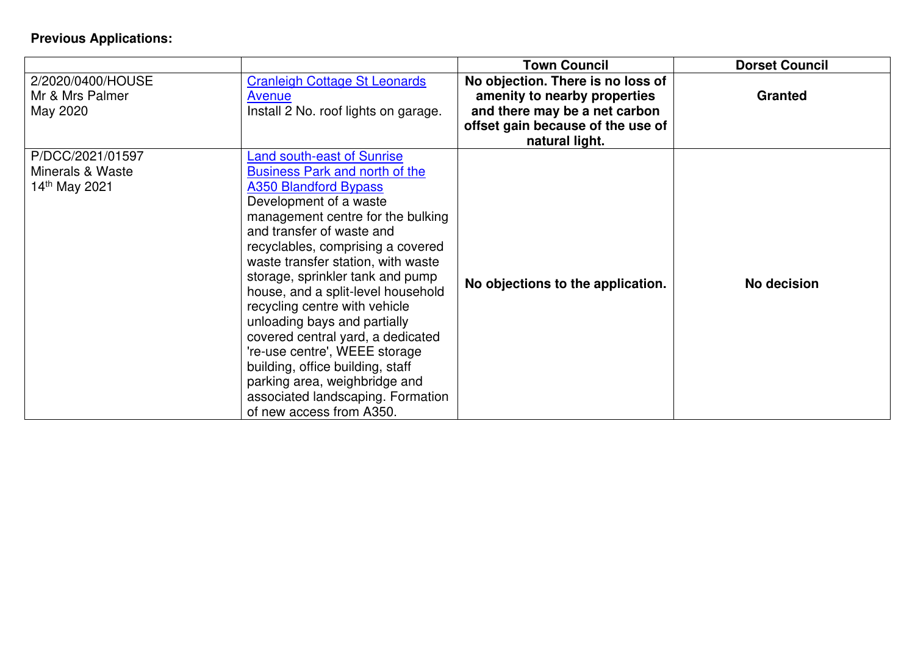**Previous Applications:**

| | | Town Council | Dorset Council |
|---|---|---|---|
| 2/2020/0400/HOUSE<br>Mr & Mrs Palmer<br>May 2020 | Cranleigh Cottage St Leonards Avenue<br>Install 2 No. roof lights on garage. | **No objection. There is no loss of amenity to nearby properties and there may be a net carbon offset gain because of the use of natural light.** | **Granted** |
| P/DCC/2021/01597<br>Minerals & Waste<br>14th May 2021 | Land south-east of Sunrise Business Park and north of the A350 Blandford Bypass<br>Development of a waste management centre for the bulking and transfer of waste and recyclables, comprising a covered waste transfer station, with waste storage, sprinkler tank and pump house, and a split-level household recycling centre with vehicle unloading bays and partially covered central yard, a dedicated 're-use centre', WEEE storage building, office building, staff parking area, weighbridge and associated landscaping. Formation of new access from A350. | **No objections to the application.** | **No decision** |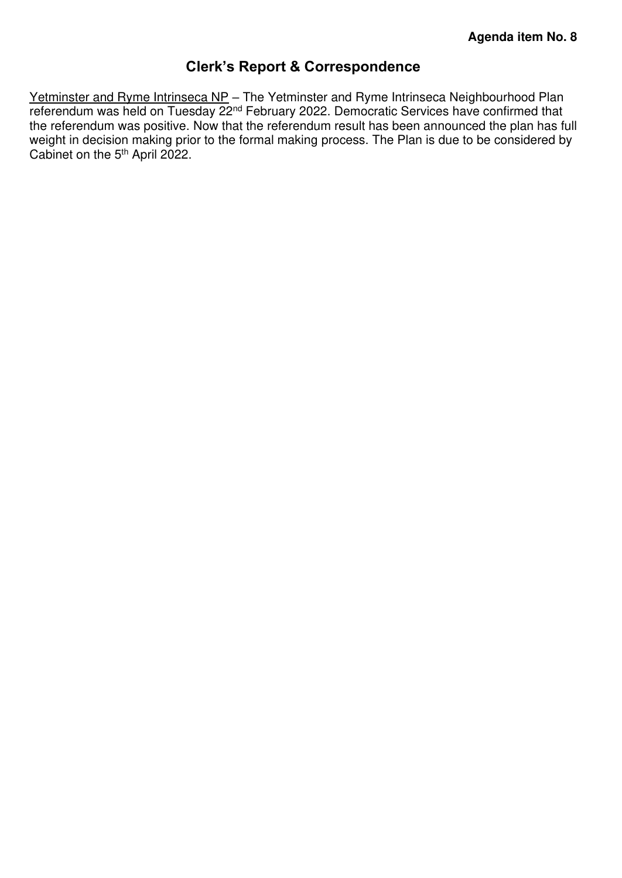**Agenda item No. 8**

## Clerk's Report & Correspondence

Yetminster and Ryme Intrinseca NP – The Yetminster and Ryme Intrinseca Neighbourhood Plan referendum was held on Tuesday 22nd February 2022. Democratic Services have confirmed that the referendum was positive. Now that the referendum result has been announced the plan has full weight in decision making prior to the formal making process. The Plan is due to be considered by Cabinet on the 5th April 2022.